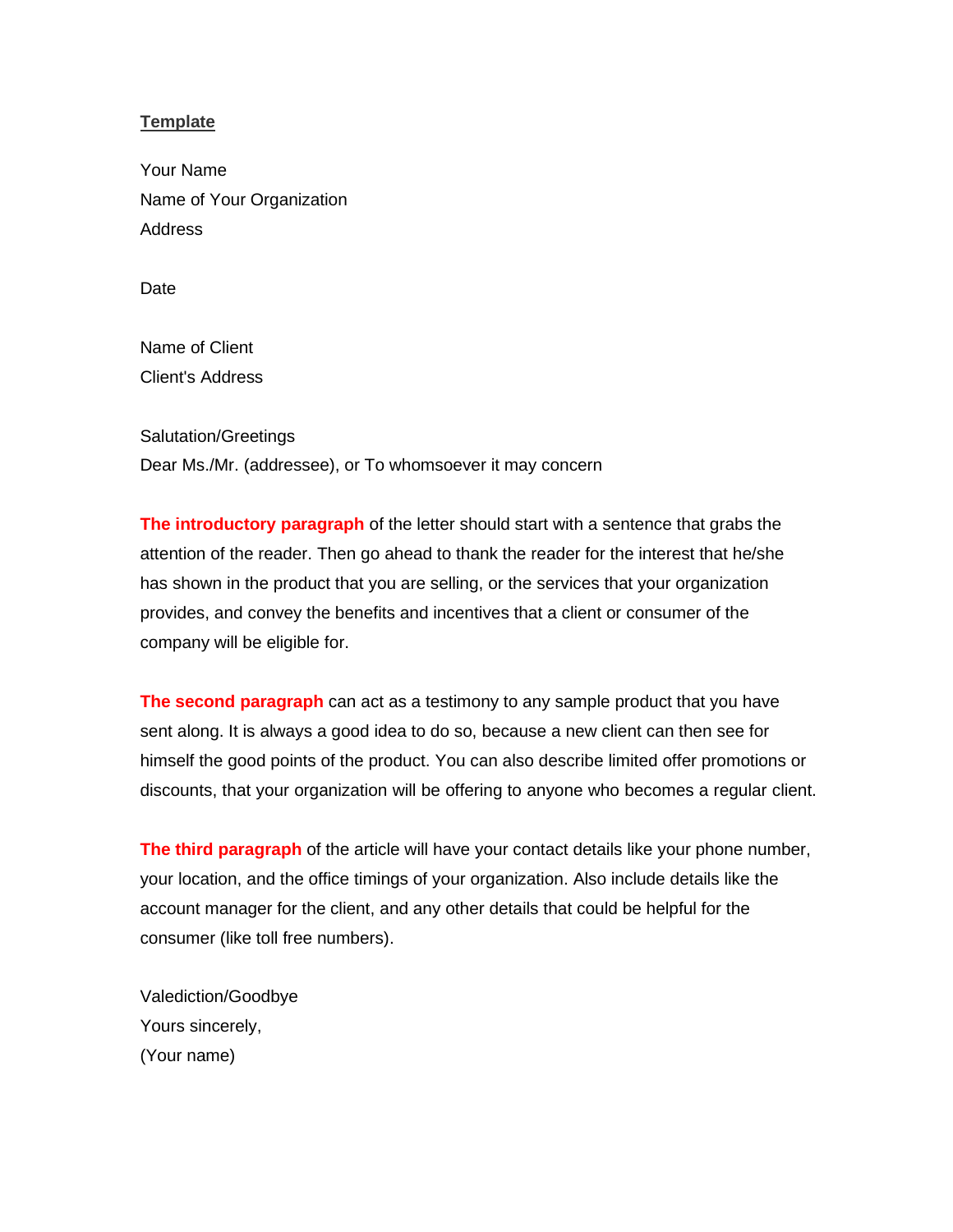**Template**

Your Name
Name of Your Organization
Address

Date

Name of Client
Client's Address

Salutation/Greetings
Dear Ms./Mr. (addressee), or To whomsoever it may concern

**The introductory paragraph** of the letter should start with a sentence that grabs the attention of the reader. Then go ahead to thank the reader for the interest that he/she has shown in the product that you are selling, or the services that your organization provides, and convey the benefits and incentives that a client or consumer of the company will be eligible for.

**The second paragraph** can act as a testimony to any sample product that you have sent along. It is always a good idea to do so, because a new client can then see for himself the good points of the product. You can also describe limited offer promotions or discounts, that your organization will be offering to anyone who becomes a regular client.

**The third paragraph** of the article will have your contact details like your phone number, your location, and the office timings of your organization. Also include details like the account manager for the client, and any other details that could be helpful for the consumer (like toll free numbers).

Valediction/Goodbye
Yours sincerely,
(Your name)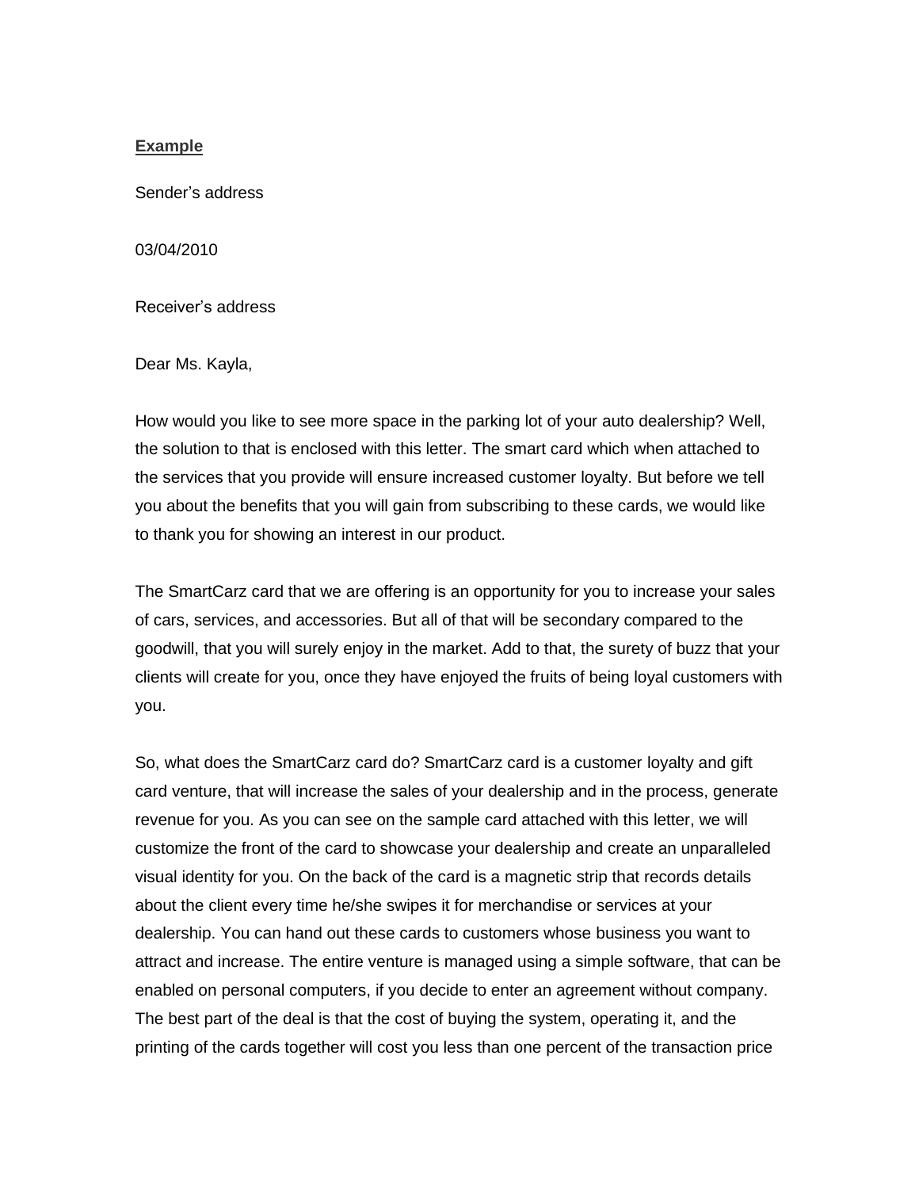**Example**

Sender's address

03/04/2010

Receiver's address

Dear Ms. Kayla,

How would you like to see more space in the parking lot of your auto dealership? Well, the solution to that is enclosed with this letter. The smart card which when attached to the services that you provide will ensure increased customer loyalty. But before we tell you about the benefits that you will gain from subscribing to these cards, we would like to thank you for showing an interest in our product.

The SmartCarz card that we are offering is an opportunity for you to increase your sales of cars, services, and accessories. But all of that will be secondary compared to the goodwill, that you will surely enjoy in the market. Add to that, the surety of buzz that your clients will create for you, once they have enjoyed the fruits of being loyal customers with you.

So, what does the SmartCarz card do? SmartCarz card is a customer loyalty and gift card venture, that will increase the sales of your dealership and in the process, generate revenue for you. As you can see on the sample card attached with this letter, we will customize the front of the card to showcase your dealership and create an unparalleled visual identity for you. On the back of the card is a magnetic strip that records details about the client every time he/she swipes it for merchandise or services at your dealership. You can hand out these cards to customers whose business you want to attract and increase. The entire venture is managed using a simple software, that can be enabled on personal computers, if you decide to enter an agreement without company. The best part of the deal is that the cost of buying the system, operating it, and the printing of the cards together will cost you less than one percent of the transaction price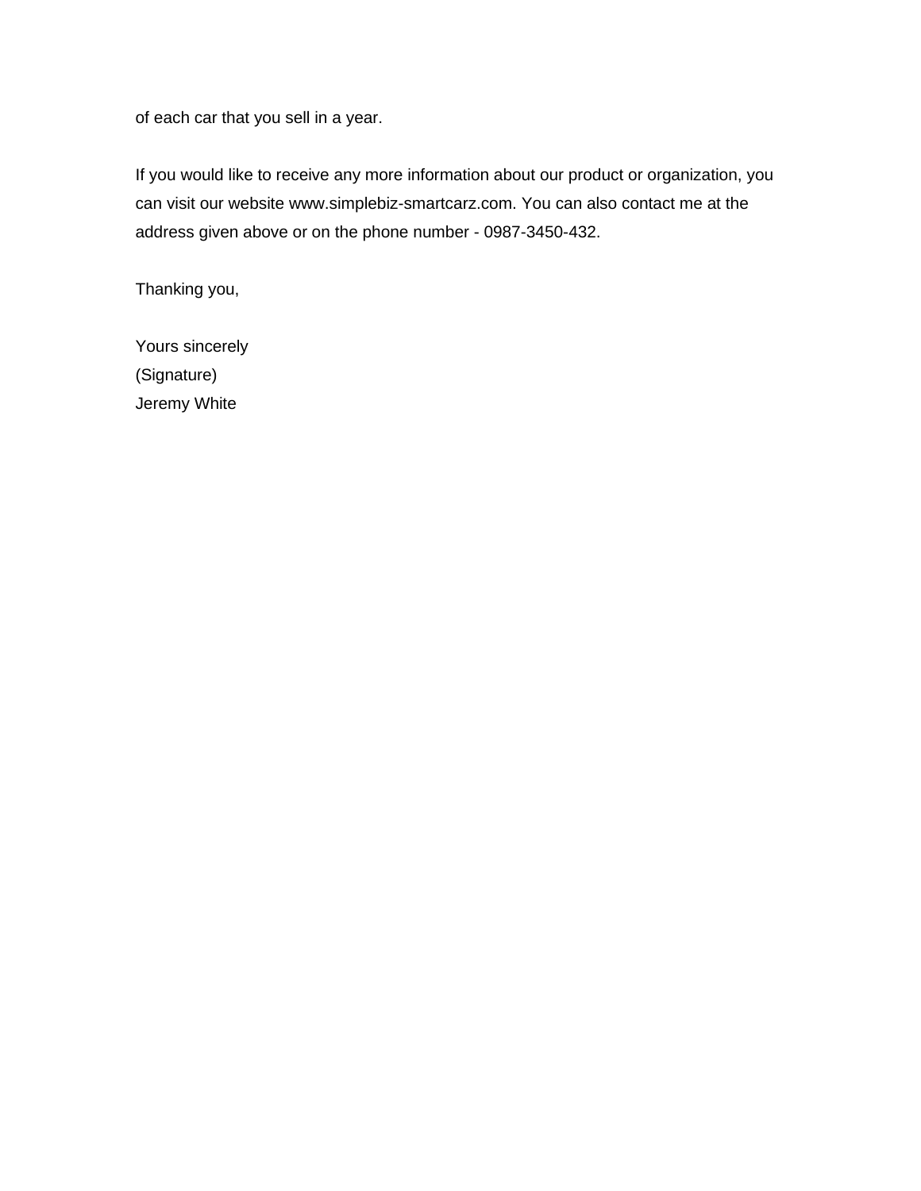of each car that you sell in a year.

If you would like to receive any more information about our product or organization, you can visit our website www.simplebiz-smartcarz.com. You can also contact me at the address given above or on the phone number - 0987-3450-432.

Thanking you,

Yours sincerely  
(Signature)  
Jeremy White